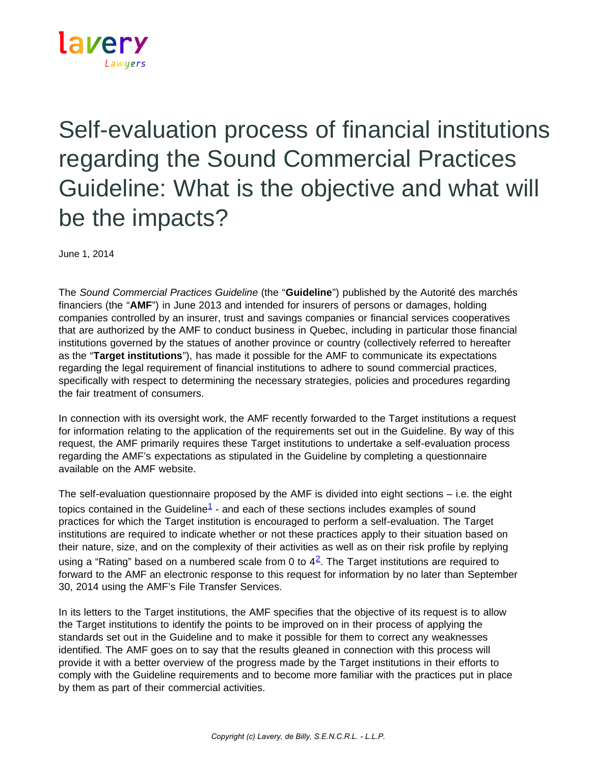# Self-evaluation process of financial institutions regarding the Sound Commercial Practices Guideline: What is the objective and what will be the impacts?

June 1, 2014

The *Sound Commercial Practices Guideline* (the "**Guideline**") published by the Autorité des marchés financiers (the "**AMF**") in June 2013 and intended for insurers of persons or damages, holding companies controlled by an insurer, trust and savings companies or financial services cooperatives that are authorized by the AMF to conduct business in Quebec, including in particular those financial institutions governed by the statues of another province or country (collectively referred to hereafter as the "**Target institutions**"), has made it possible for the AMF to communicate its expectations regarding the legal requirement of financial institutions to adhere to sound commercial practices, specifically with respect to determining the necessary strategies, policies and procedures regarding the fair treatment of consumers.

In connection with its oversight work, the AMF recently forwarded to the Target institutions a request for information relating to the application of the requirements set out in the Guideline. By way of this request, the AMF primarily requires these Target institutions to undertake a self-evaluation process regarding the AMF's expectations as stipulated in the Guideline by completing a questionnaire available on the AMF website.

The self-evaluation questionnaire proposed by the AMF is divided into eight sections – i.e. the eight topics contained in the Guideline[1] - and each of these sections includes examples of sound practices for which the Target institution is encouraged to perform a self-evaluation. The Target institutions are required to indicate whether or not these practices apply to their situation based on their nature, size, and on the complexity of their activities as well as on their risk profile by replying using a "Rating" based on a numbered scale from 0 to 4[2]. The Target institutions are required to forward to the AMF an electronic response to this request for information by no later than September 30, 2014 using the AMF's File Transfer Services.

In its letters to the Target institutions, the AMF specifies that the objective of its request is to allow the Target institutions to identify the points to be improved on in their process of applying the standards set out in the Guideline and to make it possible for them to correct any weaknesses identified. The AMF goes on to say that the results gleaned in connection with this process will provide it with a better overview of the progress made by the Target institutions in their efforts to comply with the Guideline requirements and to become more familiar with the practices put in place by them as part of their commercial activities.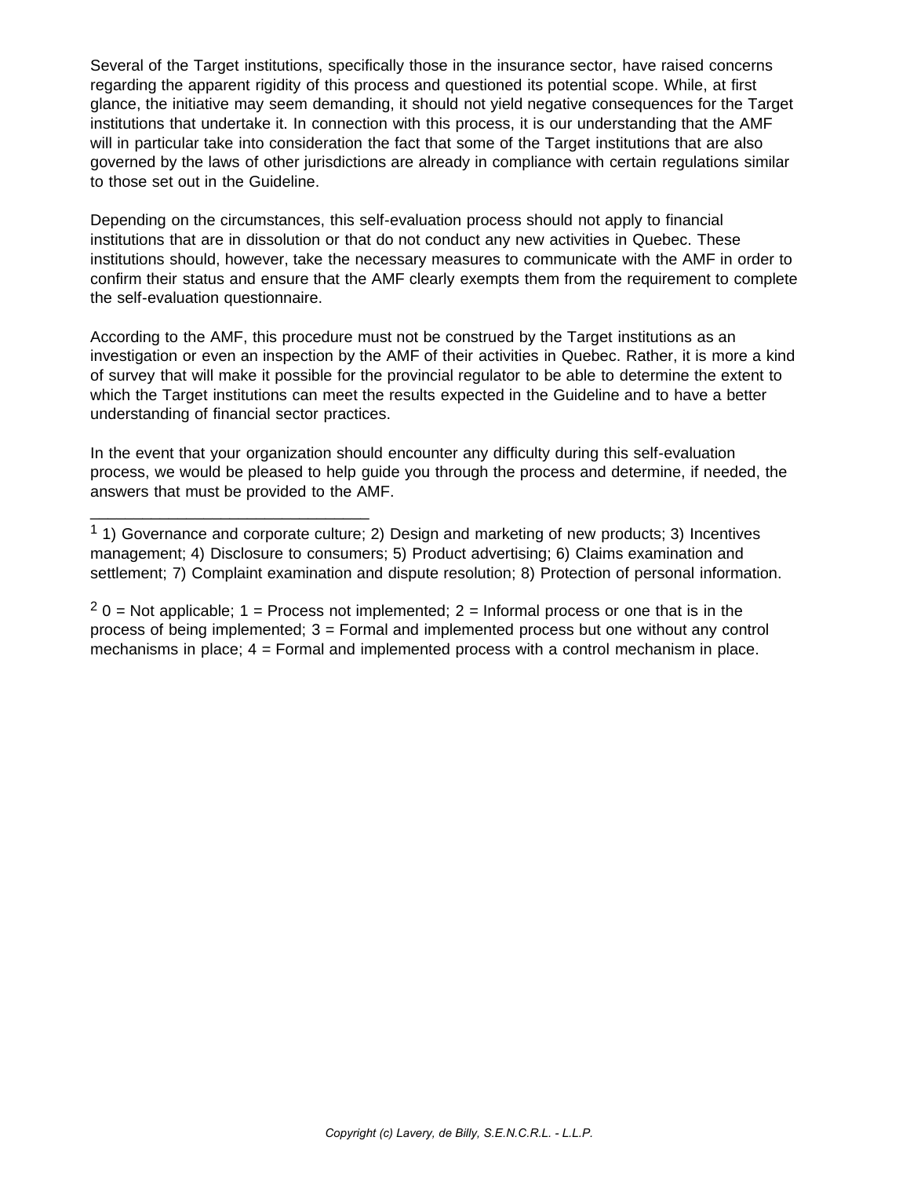Several of the Target institutions, specifically those in the insurance sector, have raised concerns regarding the apparent rigidity of this process and questioned its potential scope. While, at first glance, the initiative may seem demanding, it should not yield negative consequences for the Target institutions that undertake it. In connection with this process, it is our understanding that the AMF will in particular take into consideration the fact that some of the Target institutions that are also governed by the laws of other jurisdictions are already in compliance with certain regulations similar to those set out in the Guideline.

Depending on the circumstances, this self-evaluation process should not apply to financial institutions that are in dissolution or that do not conduct any new activities in Quebec. These institutions should, however, take the necessary measures to communicate with the AMF in order to confirm their status and ensure that the AMF clearly exempts them from the requirement to complete the self-evaluation questionnaire.

According to the AMF, this procedure must not be construed by the Target institutions as an investigation or even an inspection by the AMF of their activities in Quebec. Rather, it is more a kind of survey that will make it possible for the provincial regulator to be able to determine the extent to which the Target institutions can meet the results expected in the Guideline and to have a better understanding of financial sector practices.

In the event that your organization should encounter any difficulty during this self-evaluation process, we would be pleased to help guide you through the process and determine, if needed, the answers that must be provided to the AMF.

---

[1] 1) Governance and corporate culture; 2) Design and marketing of new products; 3) Incentives management; 4) Disclosure to consumers; 5) Product advertising; 6) Claims examination and settlement; 7) Complaint examination and dispute resolution; 8) Protection of personal information.

[2] 0 = Not applicable; 1 = Process not implemented; 2 = Informal process or one that is in the process of being implemented; 3 = Formal and implemented process but one without any control mechanisms in place; 4 = Formal and implemented process with a control mechanism in place.

*Copyright (c) Lavery, de Billy, S.E.N.C.R.L. - L.L.P.*